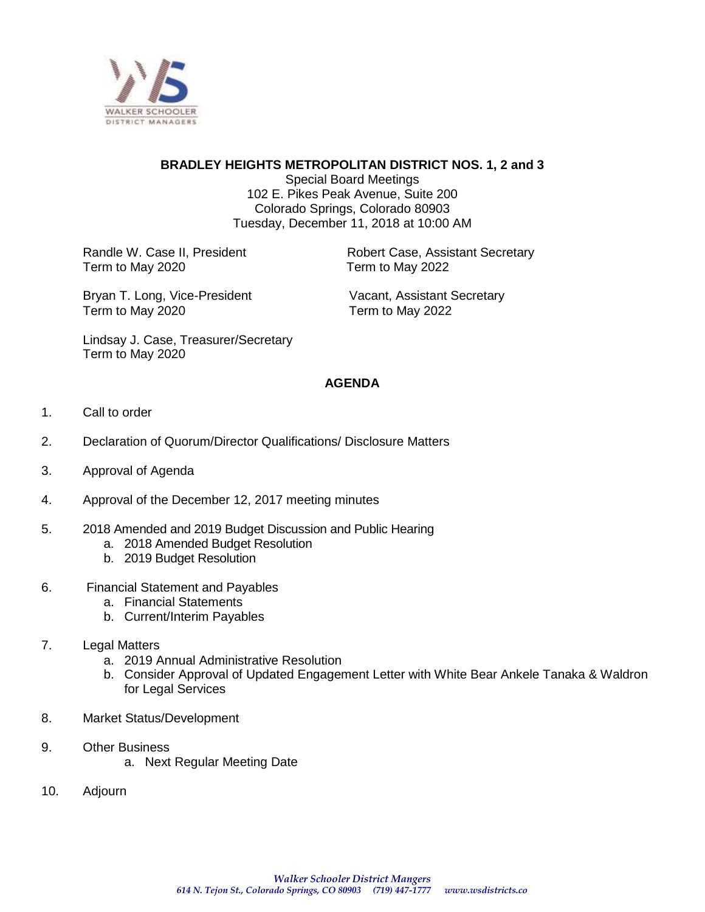WALKER SCHOOLER
DISTRICT MANAGERS

**BRADLEY HEIGHTS METROPOLITAN DISTRICT NOS. 1, 2 and 3**
Special Board Meetings
102 E. Pikes Peak Avenue, Suite 200
Colorado Springs, Colorado 80903
Tuesday, December 11, 2018 at 10:00 AM

Randle W. Case II, President
Term to May 2020

Bryan T. Long, Vice-President
Term to May 2020

Lindsay J. Case, Treasurer/Secretary
Term to May 2020

Robert Case, Assistant Secretary
Term to May 2022

Vacant, Assistant Secretary
Term to May 2022

## AGENDA

1. Call to order
2. Declaration of Quorum/Director Qualifications/ Disclosure Matters
3. Approval of Agenda
4. Approval of the December 12, 2017 meeting minutes
5. 2018 Amended and 2019 Budget Discussion and Public Hearing
   a. 2018 Amended Budget Resolution
   b. 2019 Budget Resolution
6. Financial Statement and Payables
   a. Financial Statements
   b. Current/Interim Payables
7. Legal Matters
   a. 2019 Annual Administrative Resolution
   b. Consider Approval of Updated Engagement Letter with White Bear Ankele Tanaka & Waldron for Legal Services
8. Market Status/Development
9. Other Business
   a. Next Regular Meeting Date
10. Adjourn

*Walker Schooler District Mangers*
*614 N. Tejon St., Colorado Springs, CO 80903 (719) 447-1777 www.wsdistricts.co*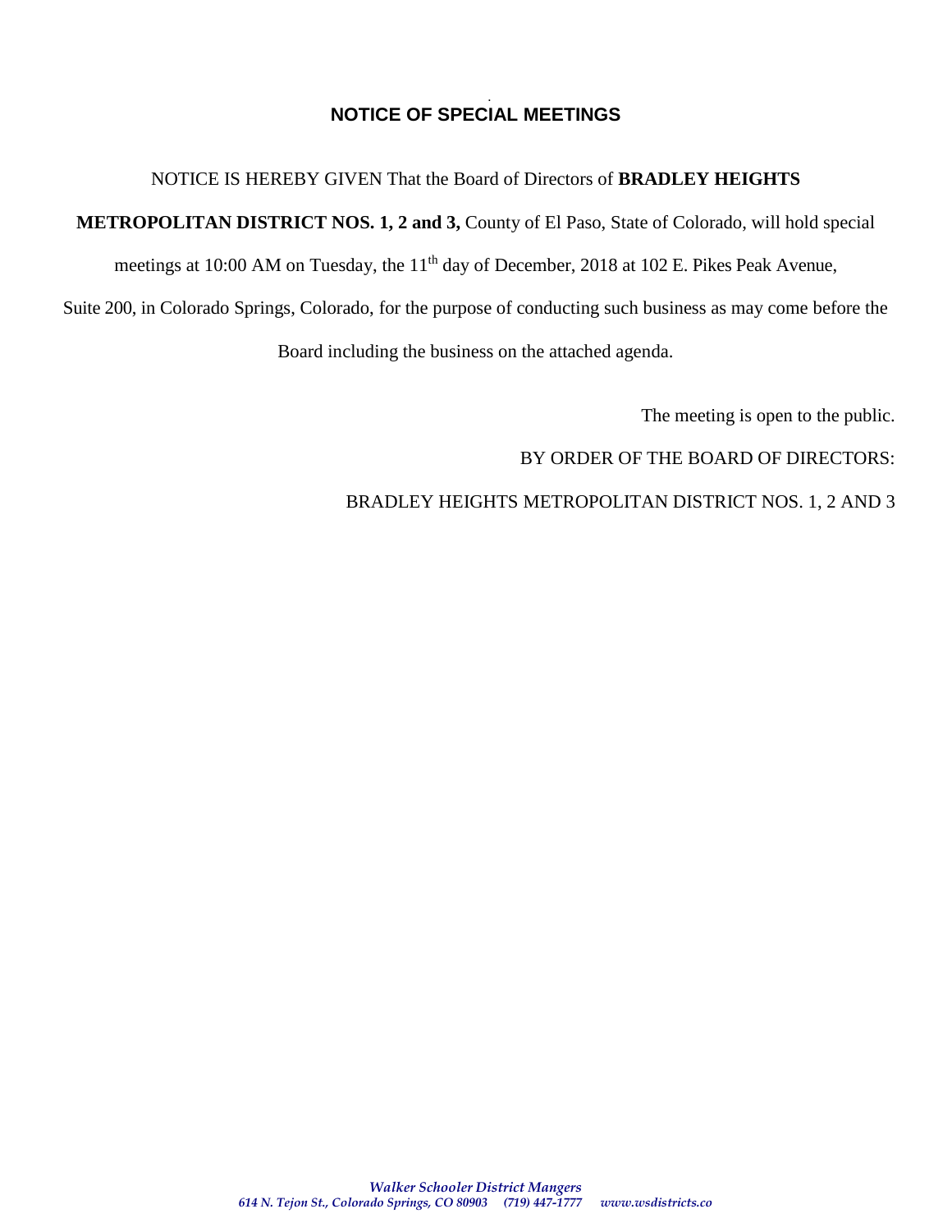# NOTICE OF SPECIAL MEETINGS

NOTICE IS HEREBY GIVEN That the Board of Directors of **BRADLEY HEIGHTS METROPOLITAN DISTRICT NOS. 1, 2 and 3,** County of El Paso, State of Colorado, will hold special meetings at 10:00 AM on Tuesday, the 11th day of December, 2018 at 102 E. Pikes Peak Avenue, Suite 200, in Colorado Springs, Colorado, for the purpose of conducting such business as may come before the Board including the business on the attached agenda.

The meeting is open to the public.

BY ORDER OF THE BOARD OF DIRECTORS:

BRADLEY HEIGHTS METROPOLITAN DISTRICT NOS. 1, 2 AND 3

***Walker Schooler District Mangers***
***614 N. Tejon St., Colorado Springs, CO 80903 (719) 447-1777 www.wsdistricts.co***